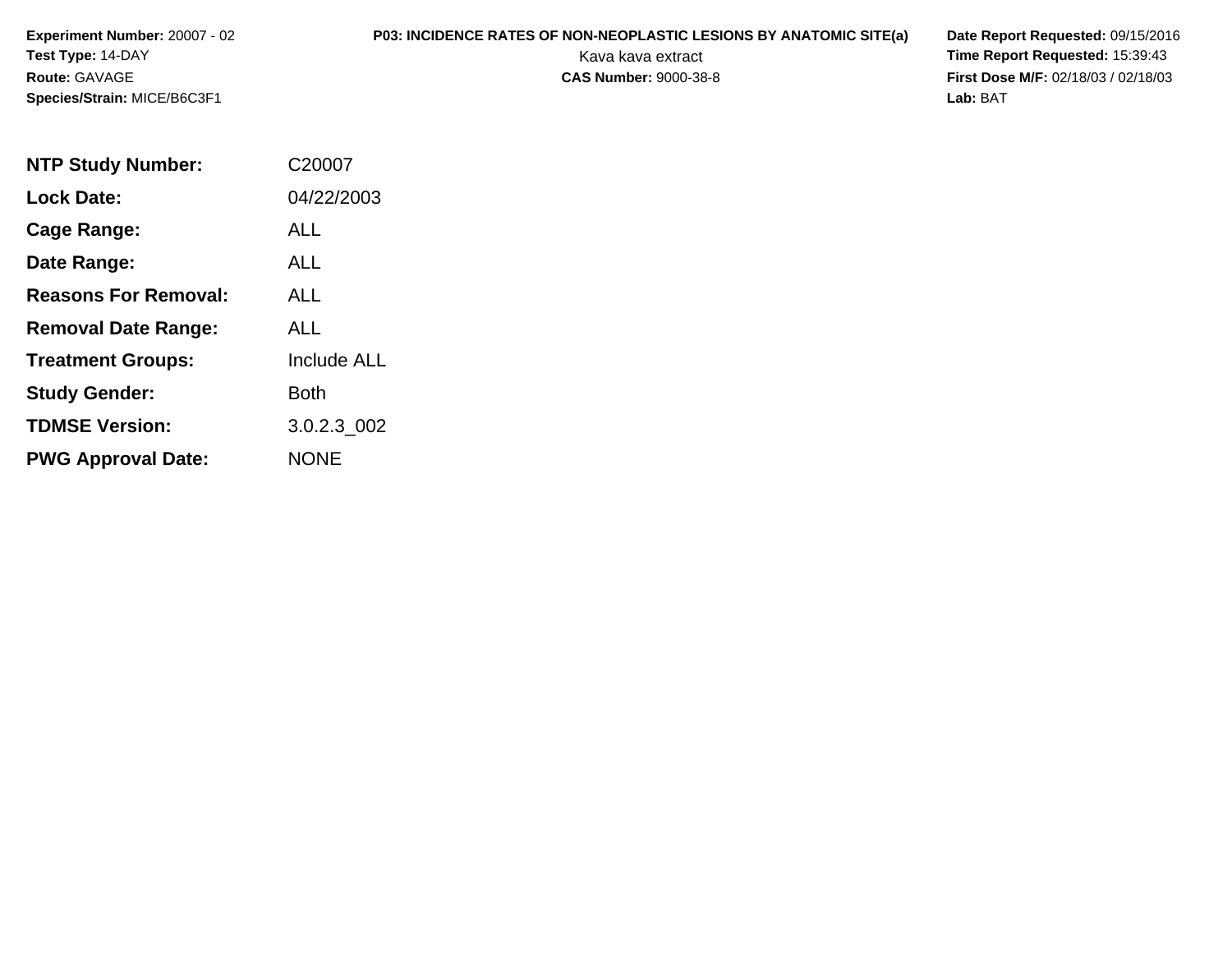**Experiment Number:** 20007 - 02
**Test Type:** 14-DAY
**Route:** GAVAGE
**Species/Strain:** MICE/B6C3F1

**P03: INCIDENCE RATES OF NON-NEOPLASTIC LESIONS BY ANATOMIC SITE(a)**
Kava kava extract
**CAS Number:** 9000-38-8

**Date Report Requested:** 09/15/2016
**Time Report Requested:** 15:39:43
**First Dose M/F:** 02/18/03 / 02/18/03
**Lab:** BAT

| | |
|---|---|
| **NTP Study Number:** | C20007 |
| **Lock Date:** | 04/22/2003 |
| **Cage Range:** | ALL |
| **Date Range:** | ALL |
| **Reasons For Removal:** | ALL |
| **Removal Date Range:** | ALL |
| **Treatment Groups:** | Include ALL |
| **Study Gender:** | Both |
| **TDMSE Version:** | 3.0.2.3_002 |
| **PWG Approval Date:** | NONE |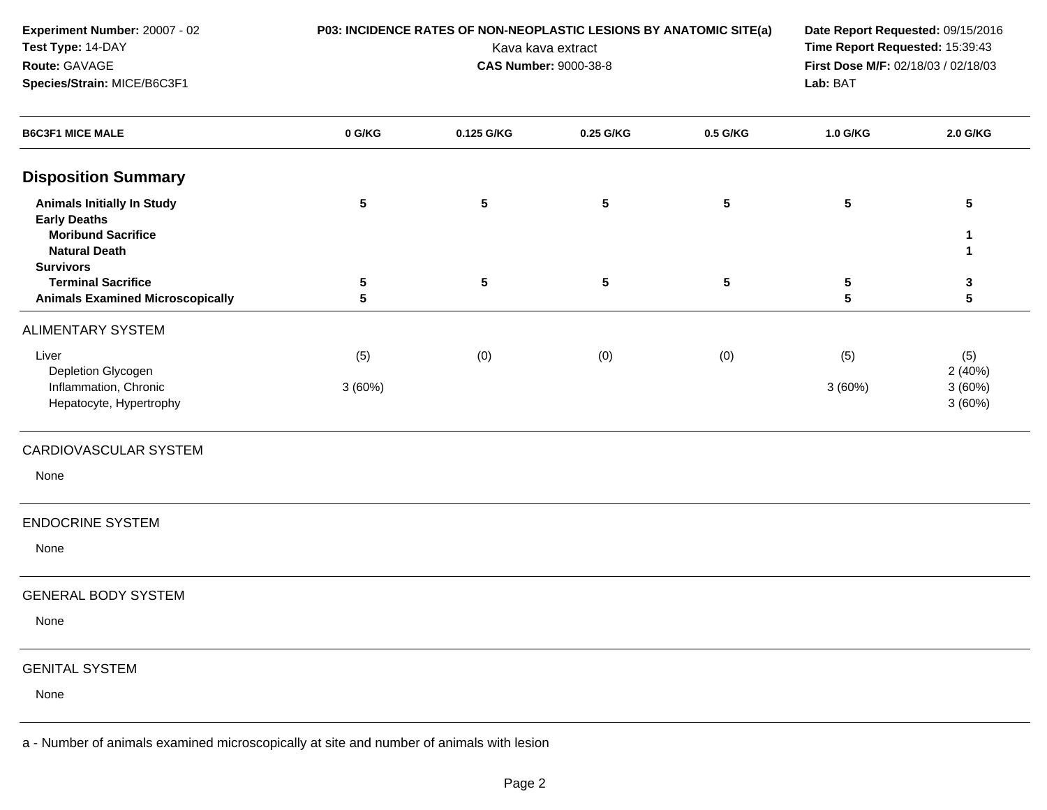**Experiment Number:** 20007 - 02
**Test Type:** 14-DAY
**Route:** GAVAGE
**Species/Strain:** MICE/B6C3F1

**P03: INCIDENCE RATES OF NON-NEOPLASTIC LESIONS BY ANATOMIC SITE(a)**
Kava kava extract
**CAS Number:** 9000-38-8

**Date Report Requested:** 09/15/2016
**Time Report Requested:** 15:39:43
**First Dose M/F:** 02/18/03 / 02/18/03
**Lab:** BAT

| B6C3F1 MICE MALE | 0 G/KG | 0.125 G/KG | 0.25 G/KG | 0.5 G/KG | 1.0 G/KG | 2.0 G/KG |
|---|---|---|---|---|---|---|
| **Disposition Summary** | | | | | | |
| **Animals Initially In Study** | **5** | **5** | **5** | **5** | **5** | **5** |
| **Early Deaths** | | | | | | |
| **Moribund Sacrifice** | | | | | | **1** |
| **Natural Death** | | | | | | **1** |
| **Survivors** | | | | | | |
| **Terminal Sacrifice** | **5** | **5** | **5** | **5** | **5** | **3** |
| **Animals Examined Microscopically** | **5** | | | | **5** | **5** |
| ALIMENTARY SYSTEM | | | | | | |
| Liver | (5) | (0) | (0) | (0) | (5) | (5) |
| Depletion Glycogen | | | | | | 2 (40%) |
| Inflammation, Chronic | 3 (60%) | | | | 3 (60%) | 3 (60%) |
| Hepatocyte, Hypertrophy | | | | | | 3 (60%) |
| CARDIOVASCULAR SYSTEM | | | | | | |
| None | | | | | | |
| ENDOCRINE SYSTEM | | | | | | |
| None | | | | | | |
| GENERAL BODY SYSTEM | | | | | | |
| None | | | | | | |
| GENITAL SYSTEM | | | | | | |
| None | | | | | | |

a - Number of animals examined microscopically at site and number of animals with lesion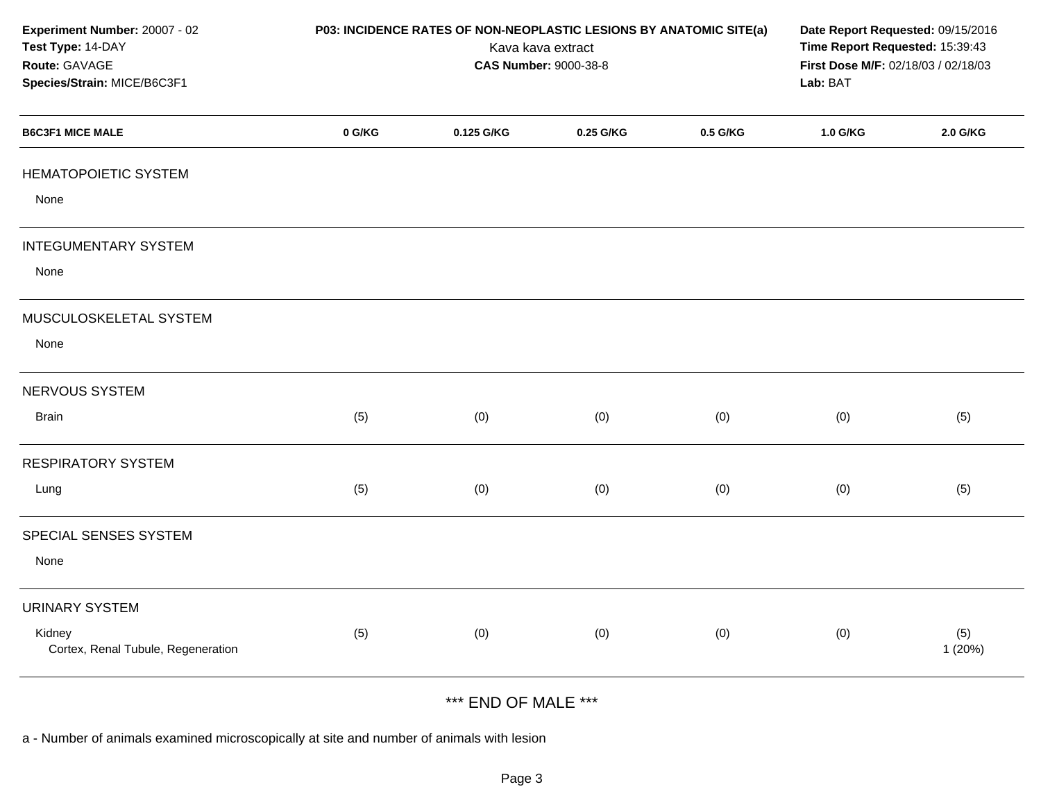**Experiment Number:** 20007 - 02
**Test Type:** 14-DAY
**Route:** GAVAGE
**Species/Strain:** MICE/B6C3F1

**P03: INCIDENCE RATES OF NON-NEOPLASTIC LESIONS BY ANATOMIC SITE(a)**
Kava kava extract
**CAS Number:** 9000-38-8

**Date Report Requested:** 09/15/2016
**Time Report Requested:** 15:39:43
**First Dose M/F:** 02/18/03 / 02/18/03
**Lab:** BAT

| B6C3F1 MICE MALE | 0 G/KG | 0.125 G/KG | 0.25 G/KG | 0.5 G/KG | 1.0 G/KG | 2.0 G/KG |
|---|---|---|---|---|---|---|
| **HEMATOPOIETIC SYSTEM** | | | | | | |
| None | | | | | | |
| **INTEGUMENTARY SYSTEM** | | | | | | |
| None | | | | | | |
| **MUSCULOSKELETAL SYSTEM** | | | | | | |
| None | | | | | | |
| **NERVOUS SYSTEM** | | | | | | |
| Brain | (5) | (0) | (0) | (0) | (0) | (5) |
| **RESPIRATORY SYSTEM** | | | | | | |
| Lung | (5) | (0) | (0) | (0) | (0) | (5) |
| **SPECIAL SENSES SYSTEM** | | | | | | |
| None | | | | | | |
| **URINARY SYSTEM** | | | | | | |
| Kidney | (5) | (0) | (0) | (0) | (0) | (5) |
| Cortex, Renal Tubule, Regeneration | | | | | | 1 (20%) |

*** END OF MALE ***

a - Number of animals examined microscopically at site and number of animals with lesion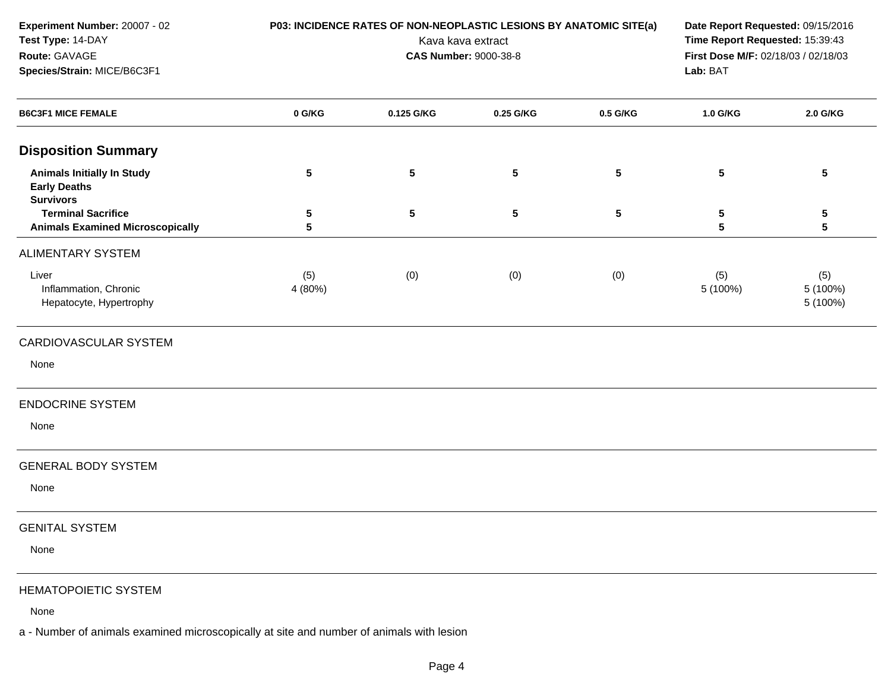**Experiment Number:** 20007 - 02
**Test Type:** 14-DAY
**Route:** GAVAGE
**Species/Strain:** MICE/B6C3F1

**P03: INCIDENCE RATES OF NON-NEOPLASTIC LESIONS BY ANATOMIC SITE(a)**
Kava kava extract
**CAS Number:** 9000-38-8

**Date Report Requested:** 09/15/2016
**Time Report Requested:** 15:39:43
**First Dose M/F:** 02/18/03 / 02/18/03
**Lab:** BAT

| B6C3F1 MICE FEMALE | 0 G/KG | 0.125 G/KG | 0.25 G/KG | 0.5 G/KG | 1.0 G/KG | 2.0 G/KG |
|---|---|---|---|---|---|---|
| **Disposition Summary** | | | | | | |
| **Animals Initially In Study** | **5** | **5** | **5** | **5** | **5** | **5** |
| **Early Deaths** | | | | | | |
| **Survivors** | | | | | | |
| **Terminal Sacrifice** | **5** | **5** | **5** | **5** | **5** | **5** |
| **Animals Examined Microscopically** | **5** | | | | **5** | **5** |
| ALIMENTARY SYSTEM | | | | | | |
| Liver | (5) | (0) | (0) | (0) | (5) | (5) |
| Inflammation, Chronic | 4 (80%) | | | | 5 (100%) | 5 (100%) |
| Hepatocyte, Hypertrophy | | | | | | 5 (100%) |
| CARDIOVASCULAR SYSTEM | | | | | | |
| None | | | | | | |
| ENDOCRINE SYSTEM | | | | | | |
| None | | | | | | |
| GENERAL BODY SYSTEM | | | | | | |
| None | | | | | | |
| GENITAL SYSTEM | | | | | | |
| None | | | | | | |
| HEMATOPOIETIC SYSTEM | | | | | | |
| None | | | | | | |

a - Number of animals examined microscopically at site and number of animals with lesion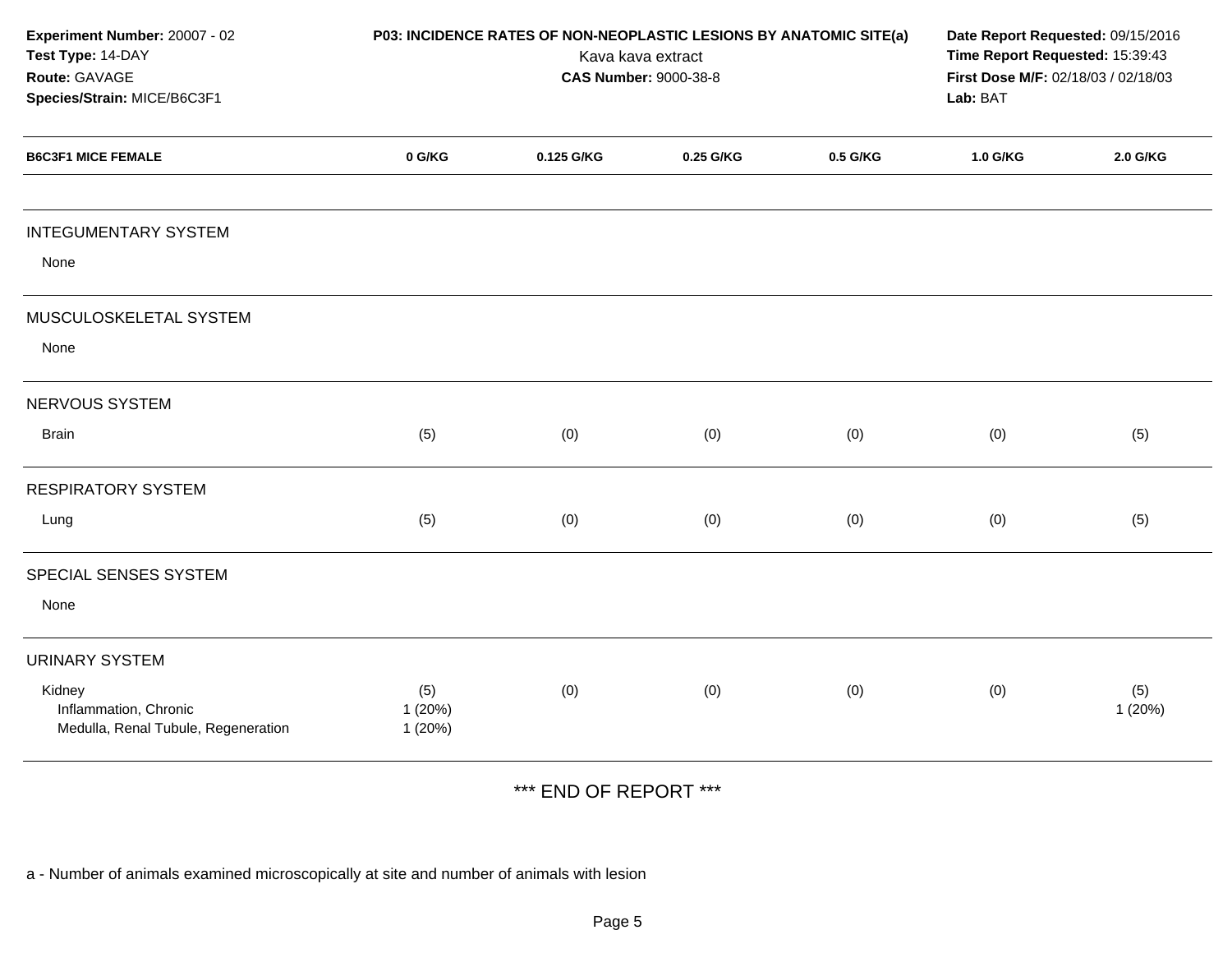**Experiment Number:** 20007 - 02
**Test Type:** 14-DAY
**Route:** GAVAGE
**Species/Strain:** MICE/B6C3F1

**P03: INCIDENCE RATES OF NON-NEOPLASTIC LESIONS BY ANATOMIC SITE(a)**
Kava kava extract
**CAS Number:** 9000-38-8

**Date Report Requested:** 09/15/2016
**Time Report Requested:** 15:39:43
**First Dose M/F:** 02/18/03 / 02/18/03
**Lab:** BAT

| B6C3F1 MICE FEMALE | 0 G/KG | 0.125 G/KG | 0.25 G/KG | 0.5 G/KG | 1.0 G/KG | 2.0 G/KG |
|---|---|---|---|---|---|---|
| INTEGUMENTARY SYSTEM | | | | | | |
| None | | | | | | |
| MUSCULOSKELETAL SYSTEM | | | | | | |
| None | | | | | | |
| NERVOUS SYSTEM | | | | | | |
| Brain | (5) | (0) | (0) | (0) | (0) | (5) |
| RESPIRATORY SYSTEM | | | | | | |
| Lung | (5) | (0) | (0) | (0) | (0) | (5) |
| SPECIAL SENSES SYSTEM | | | | | | |
| None | | | | | | |
| URINARY SYSTEM | | | | | | |
| Kidney | (5) | (0) | (0) | (0) | (0) | (5) |
| Inflammation, Chronic | 1 (20%) | | | | | 1 (20%) |
| Medulla, Renal Tubule, Regeneration | 1 (20%) | | | | | |

*** END OF REPORT ***

a - Number of animals examined microscopically at site and number of animals with lesion